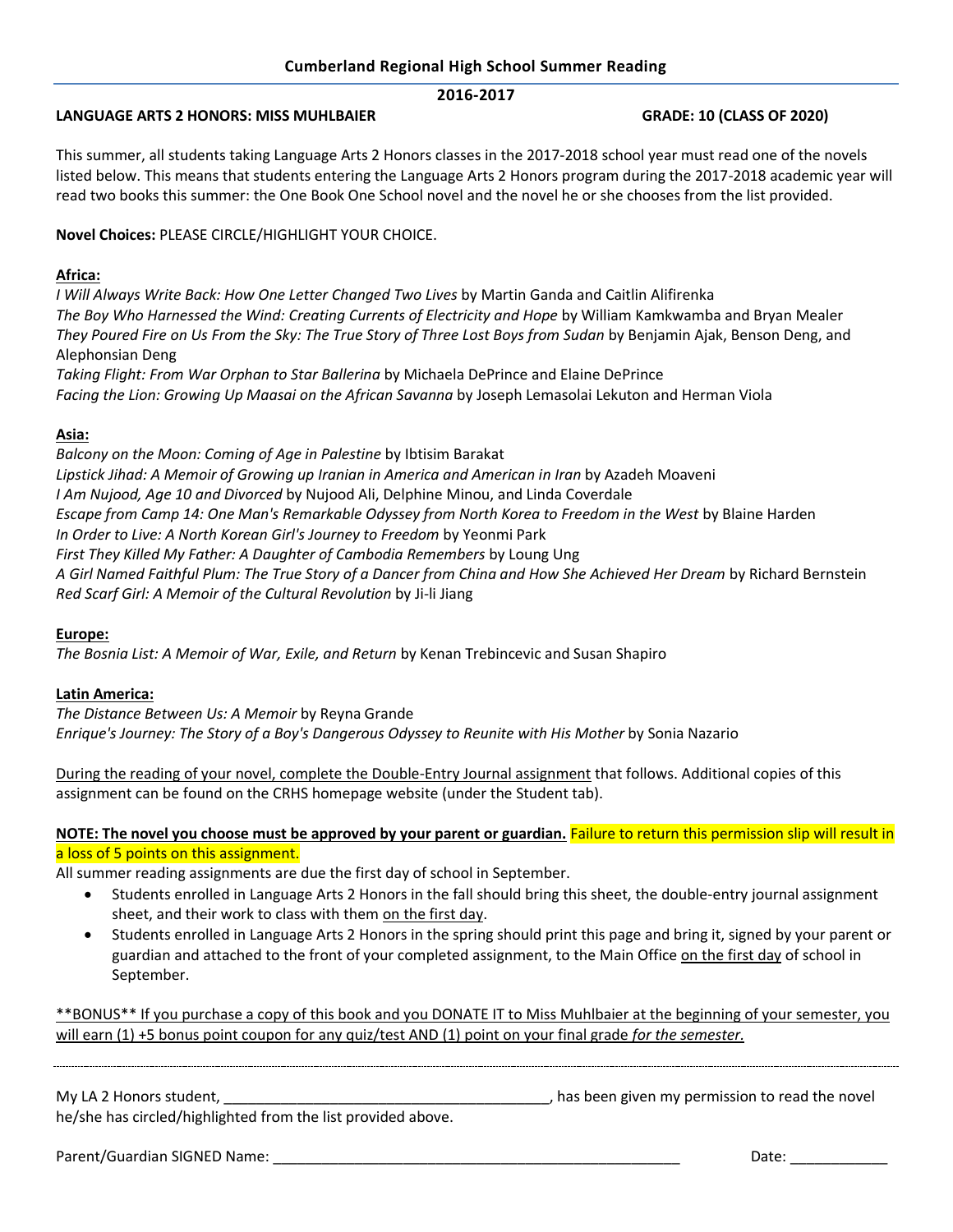## Cumberland Regional High School Summer Reading

**2016-2017**

**LANGUAGE ARTS 2 HONORS: MISS MUHLBAIER** **GRADE: 10 (CLASS OF 2020)**

This summer, all students taking Language Arts 2 Honors classes in the 2017-2018 school year must read one of the novels listed below. This means that students entering the Language Arts 2 Honors program during the 2017-2018 academic year will read two books this summer: the One Book One School novel and the novel he or she chooses from the list provided.

**Novel Choices:** PLEASE CIRCLE/HIGHLIGHT YOUR CHOICE.

**Africa:**

*I Will Always Write Back: How One Letter Changed Two Lives* by Martin Ganda and Caitlin Alifirenka
*The Boy Who Harnessed the Wind: Creating Currents of Electricity and Hope* by William Kamkwamba and Bryan Mealer
*They Poured Fire on Us From the Sky: The True Story of Three Lost Boys from Sudan* by Benjamin Ajak, Benson Deng, and Alephonsian Deng
*Taking Flight: From War Orphan to Star Ballerina* by Michaela DePrince and Elaine DePrince
*Facing the Lion: Growing Up Maasai on the African Savanna* by Joseph Lemasolai Lekuton and Herman Viola

**Asia:**

*Balcony on the Moon: Coming of Age in Palestine* by Ibtisim Barakat
*Lipstick Jihad: A Memoir of Growing up Iranian in America and American in Iran* by Azadeh Moaveni
*I Am Nujood, Age 10 and Divorced* by Nujood Ali, Delphine Minou, and Linda Coverdale
*Escape from Camp 14: One Man's Remarkable Odyssey from North Korea to Freedom in the West* by Blaine Harden
*In Order to Live: A North Korean Girl's Journey to Freedom* by Yeonmi Park
*First They Killed My Father: A Daughter of Cambodia Remembers* by Loung Ung
*A Girl Named Faithful Plum: The True Story of a Dancer from China and How She Achieved Her Dream* by Richard Bernstein
*Red Scarf Girl: A Memoir of the Cultural Revolution* by Ji-li Jiang

**Europe:**

*The Bosnia List: A Memoir of War, Exile, and Return* by Kenan Trebincevic and Susan Shapiro

**Latin America:**

*The Distance Between Us: A Memoir* by Reyna Grande
*Enrique's Journey: The Story of a Boy's Dangerous Odyssey to Reunite with His Mother* by Sonia Nazario

During the reading of your novel, complete the Double-Entry Journal assignment that follows. Additional copies of this assignment can be found on the CRHS homepage website (under the Student tab).

**NOTE: The novel you choose must be approved by your parent or guardian.** Failure to return this permission slip will result in a loss of 5 points on this assignment.

All summer reading assignments are due the first day of school in September.

- Students enrolled in Language Arts 2 Honors in the fall should bring this sheet, the double-entry journal assignment sheet, and their work to class with them on the first day.
- Students enrolled in Language Arts 2 Honors in the spring should print this page and bring it, signed by your parent or guardian and attached to the front of your completed assignment, to the Main Office on the first day of school in September.

\*\*BONUS\*\* If you purchase a copy of this book and you DONATE IT to Miss Muhlbaier at the beginning of your semester, you will earn (1) +5 bonus point coupon for any quiz/test AND (1) point on your final grade *for the semester.*

---

My LA 2 Honors student, \_\_\_\_\_\_\_\_\_\_\_\_\_\_\_\_\_\_\_\_\_\_\_\_\_\_\_\_\_\_\_\_\_\_\_\_\_\_\_\_, has been given my permission to read the novel he/she has circled/highlighted from the list provided above.

Parent/Guardian SIGNED Name: \_\_\_\_\_\_\_\_\_\_\_\_\_\_\_\_\_\_\_\_\_\_\_\_\_\_\_\_\_\_\_\_\_\_\_\_\_\_\_\_\_\_\_\_\_\_\_\_\_\_ Date: \_\_\_\_\_\_\_\_\_\_\_\_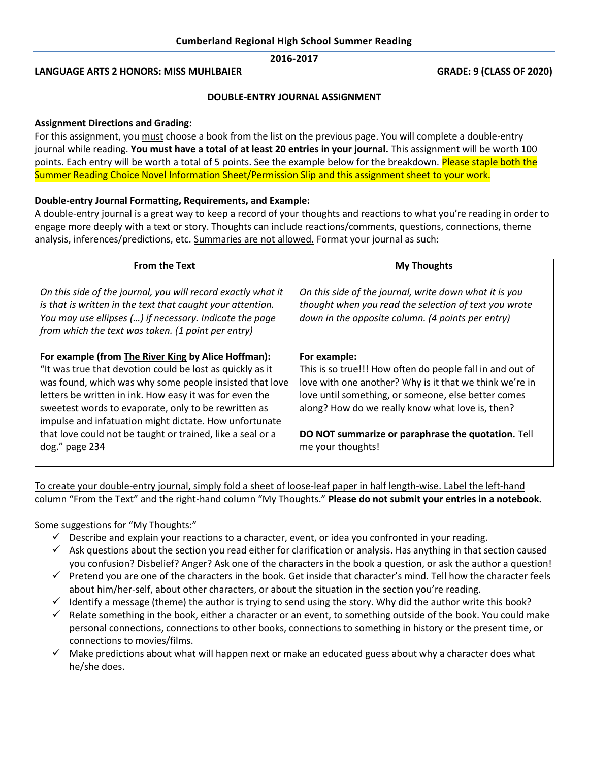**Cumberland Regional High School Summer Reading**

**2016-2017**

**LANGUAGE ARTS 2 HONORS: MISS MUHLBAIER** **GRADE: 9 (CLASS OF 2020)**

**DOUBLE-ENTRY JOURNAL ASSIGNMENT**

**Assignment Directions and Grading:**

For this assignment, you must choose a book from the list on the previous page. You will complete a double-entry journal while reading. **You must have a total of at least 20 entries in your journal.** This assignment will be worth 100 points. Each entry will be worth a total of 5 points. See the example below for the breakdown. Please staple both the Summer Reading Choice Novel Information Sheet/Permission Slip and this assignment sheet to your work.

**Double-entry Journal Formatting, Requirements, and Example:**

A double-entry journal is a great way to keep a record of your thoughts and reactions to what you're reading in order to engage more deeply with a text or story. Thoughts can include reactions/comments, questions, connections, theme analysis, inferences/predictions, etc. Summaries are not allowed. Format your journal as such:

| From the Text | My Thoughts |
|---|---|
| *On this side of the journal, you will record exactly what it is that is written in the text that caught your attention. You may use ellipses (…) if necessary. Indicate the page from which the text was taken. (1 point per entry)* | *On this side of the journal, write down what it is you thought when you read the selection of text you wrote down in the opposite column. (4 points per entry)* |
| **For example (from The River King by Alice Hoffman):** "It was true that devotion could be lost as quickly as it was found, which was why some people insisted that love letters be written in ink. How easy it was for even the sweetest words to evaporate, only to be rewritten as impulse and infatuation might dictate. How unfortunate that love could not be taught or trained, like a seal or a dog." page 234 | **For example:** This is so true!!! How often do people fall in and out of love with one another? Why is it that we think we're in love until something, or someone, else better comes along? How do we really know what love is, then? **DO NOT summarize or paraphrase the quotation.** Tell me your thoughts! |

To create your double-entry journal, simply fold a sheet of loose-leaf paper in half length-wise. Label the left-hand column "From the Text" and the right-hand column "My Thoughts." **Please do not submit your entries in a notebook.**

Some suggestions for "My Thoughts:"

- ✓ Describe and explain your reactions to a character, event, or idea you confronted in your reading.
- ✓ Ask questions about the section you read either for clarification or analysis. Has anything in that section caused you confusion? Disbelief? Anger? Ask one of the characters in the book a question, or ask the author a question!
- ✓ Pretend you are one of the characters in the book. Get inside that character's mind. Tell how the character feels about him/her-self, about other characters, or about the situation in the section you're reading.
- ✓ Identify a message (theme) the author is trying to send using the story. Why did the author write this book?
- ✓ Relate something in the book, either a character or an event, to something outside of the book. You could make personal connections, connections to other books, connections to something in history or the present time, or connections to movies/films.
- ✓ Make predictions about what will happen next or make an educated guess about why a character does what he/she does.